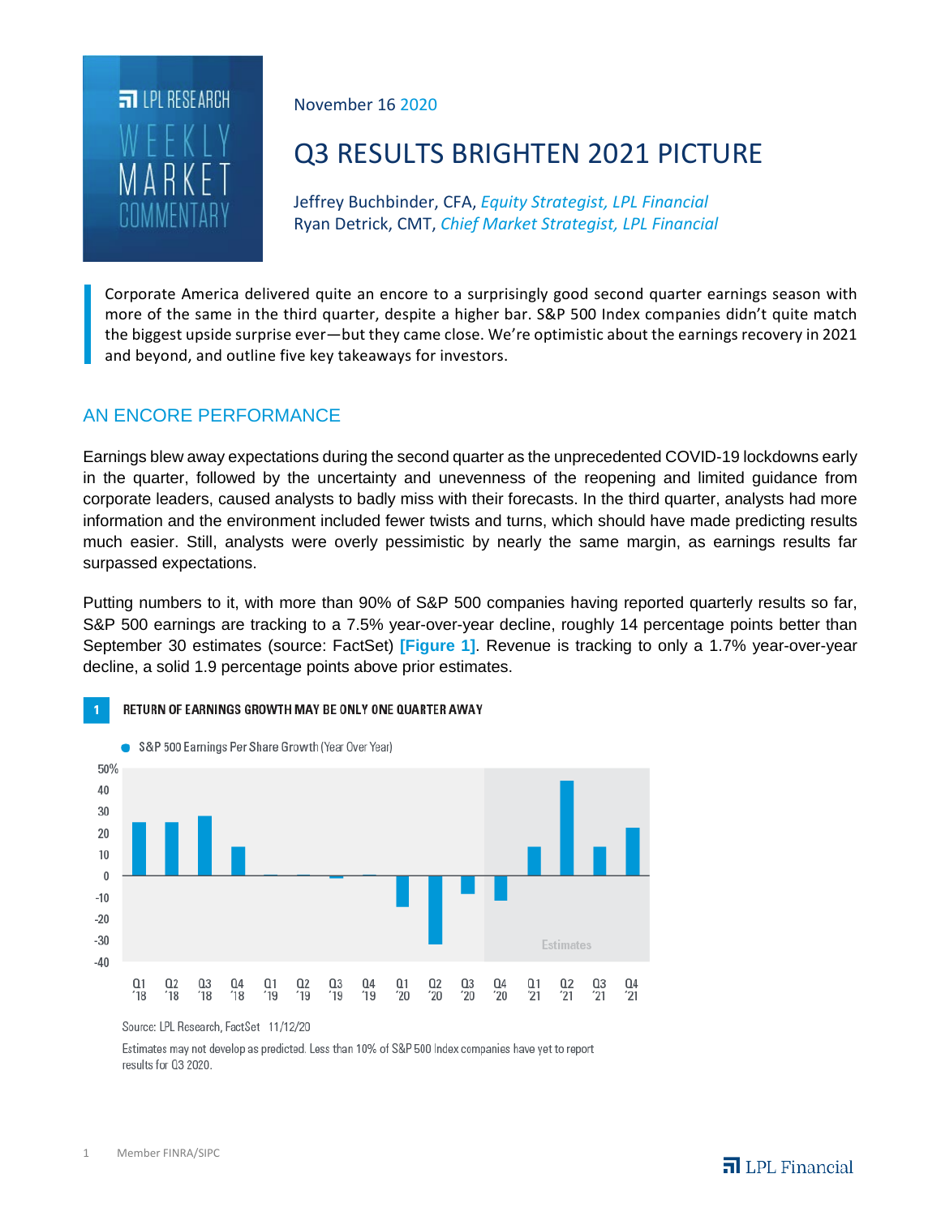LPL RESEARCH WEEKLY MARKET COMMENTARY

November 16 2020

# Q3 RESULTS BRIGHTEN 2021 PICTURE

Jeffrey Buchbinder, CFA, *Equity Strategist, LPL Financial*
Ryan Detrick, CMT, *Chief Market Strategist, LPL Financial*

Corporate America delivered quite an encore to a surprisingly good second quarter earnings season with more of the same in the third quarter, despite a higher bar. S&P 500 Index companies didn't quite match the biggest upside surprise ever—but they came close. We're optimistic about the earnings recovery in 2021 and beyond, and outline five key takeaways for investors.

## AN ENCORE PERFORMANCE

Earnings blew away expectations during the second quarter as the unprecedented COVID-19 lockdowns early in the quarter, followed by the uncertainty and unevenness of the reopening and limited guidance from corporate leaders, caused analysts to badly miss with their forecasts. In the third quarter, analysts had more information and the environment included fewer twists and turns, which should have made predicting results much easier. Still, analysts were overly pessimistic by nearly the same margin, as earnings results far surpassed expectations.

Putting numbers to it, with more than 90% of S&P 500 companies having reported quarterly results so far, S&P 500 earnings are tracking to a 7.5% year-over-year decline, roughly 14 percentage points better than September 30 estimates (source: FactSet) **[Figure 1]**. Revenue is tracking to only a 1.7% year-over-year decline, a solid 1.9 percentage points above prior estimates.

**1 RETURN OF EARNINGS GROWTH MAY BE ONLY ONE QUARTER AWAY**

S&P 500 Earnings Per Share Growth (Year Over Year)

Source: LPL Research, FactSet 11/12/20

Estimates may not develop as predicted. Less than 10% of S&P 500 Index companies have yet to report results for Q3 2020.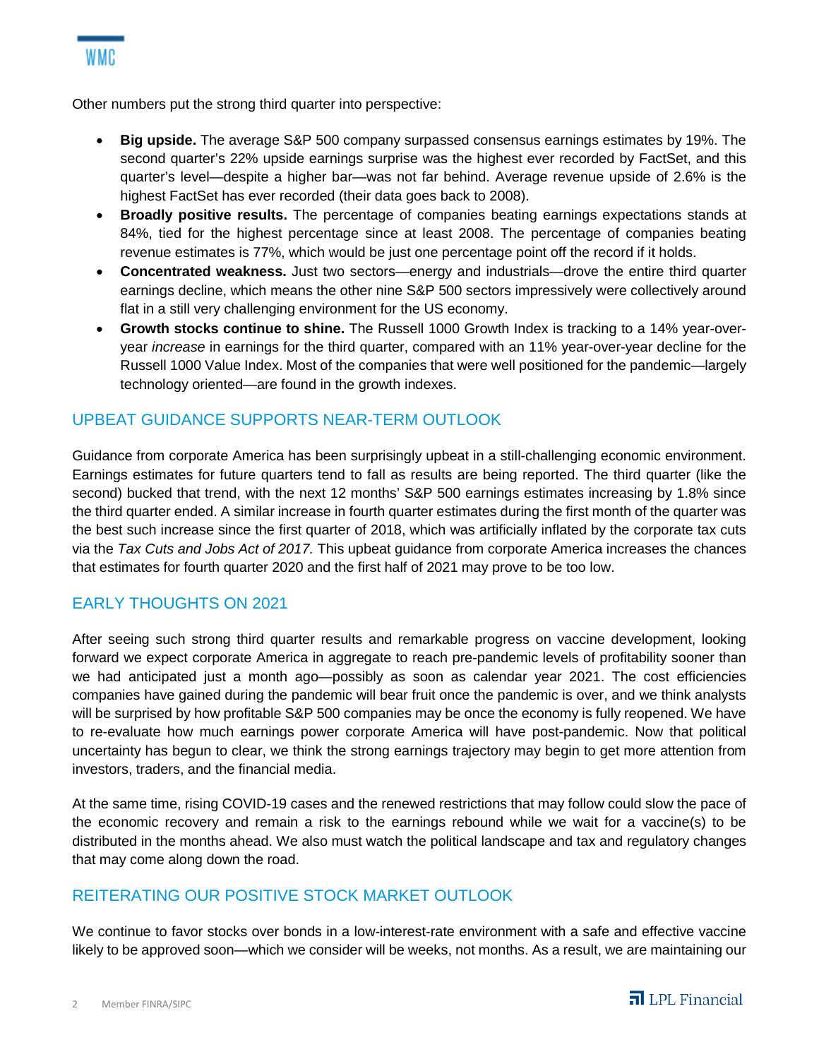Other numbers put the strong third quarter into perspective:

- **Big upside.** The average S&P 500 company surpassed consensus earnings estimates by 19%. The second quarter's 22% upside earnings surprise was the highest ever recorded by FactSet, and this quarter's level—despite a higher bar—was not far behind. Average revenue upside of 2.6% is the highest FactSet has ever recorded (their data goes back to 2008).
- **Broadly positive results.** The percentage of companies beating earnings expectations stands at 84%, tied for the highest percentage since at least 2008. The percentage of companies beating revenue estimates is 77%, which would be just one percentage point off the record if it holds.
- **Concentrated weakness.** Just two sectors—energy and industrials—drove the entire third quarter earnings decline, which means the other nine S&P 500 sectors impressively were collectively around flat in a still very challenging environment for the US economy.
- **Growth stocks continue to shine.** The Russell 1000 Growth Index is tracking to a 14% year-over-year *increase* in earnings for the third quarter, compared with an 11% year-over-year decline for the Russell 1000 Value Index. Most of the companies that were well positioned for the pandemic—largely technology oriented—are found in the growth indexes.

## UPBEAT GUIDANCE SUPPORTS NEAR-TERM OUTLOOK

Guidance from corporate America has been surprisingly upbeat in a still-challenging economic environment. Earnings estimates for future quarters tend to fall as results are being reported. The third quarter (like the second) bucked that trend, with the next 12 months' S&P 500 earnings estimates increasing by 1.8% since the third quarter ended. A similar increase in fourth quarter estimates during the first month of the quarter was the best such increase since the first quarter of 2018, which was artificially inflated by the corporate tax cuts via the *Tax Cuts and Jobs Act of 2017.* This upbeat guidance from corporate America increases the chances that estimates for fourth quarter 2020 and the first half of 2021 may prove to be too low.

## EARLY THOUGHTS ON 2021

After seeing such strong third quarter results and remarkable progress on vaccine development, looking forward we expect corporate America in aggregate to reach pre-pandemic levels of profitability sooner than we had anticipated just a month ago—possibly as soon as calendar year 2021. The cost efficiencies companies have gained during the pandemic will bear fruit once the pandemic is over, and we think analysts will be surprised by how profitable S&P 500 companies may be once the economy is fully reopened. We have to re-evaluate how much earnings power corporate America will have post-pandemic. Now that political uncertainty has begun to clear, we think the strong earnings trajectory may begin to get more attention from investors, traders, and the financial media.

At the same time, rising COVID-19 cases and the renewed restrictions that may follow could slow the pace of the economic recovery and remain a risk to the earnings rebound while we wait for a vaccine(s) to be distributed in the months ahead. We also must watch the political landscape and tax and regulatory changes that may come along down the road.

## REITERATING OUR POSITIVE STOCK MARKET OUTLOOK

We continue to favor stocks over bonds in a low-interest-rate environment with a safe and effective vaccine likely to be approved soon—which we consider will be weeks, not months. As a result, we are maintaining our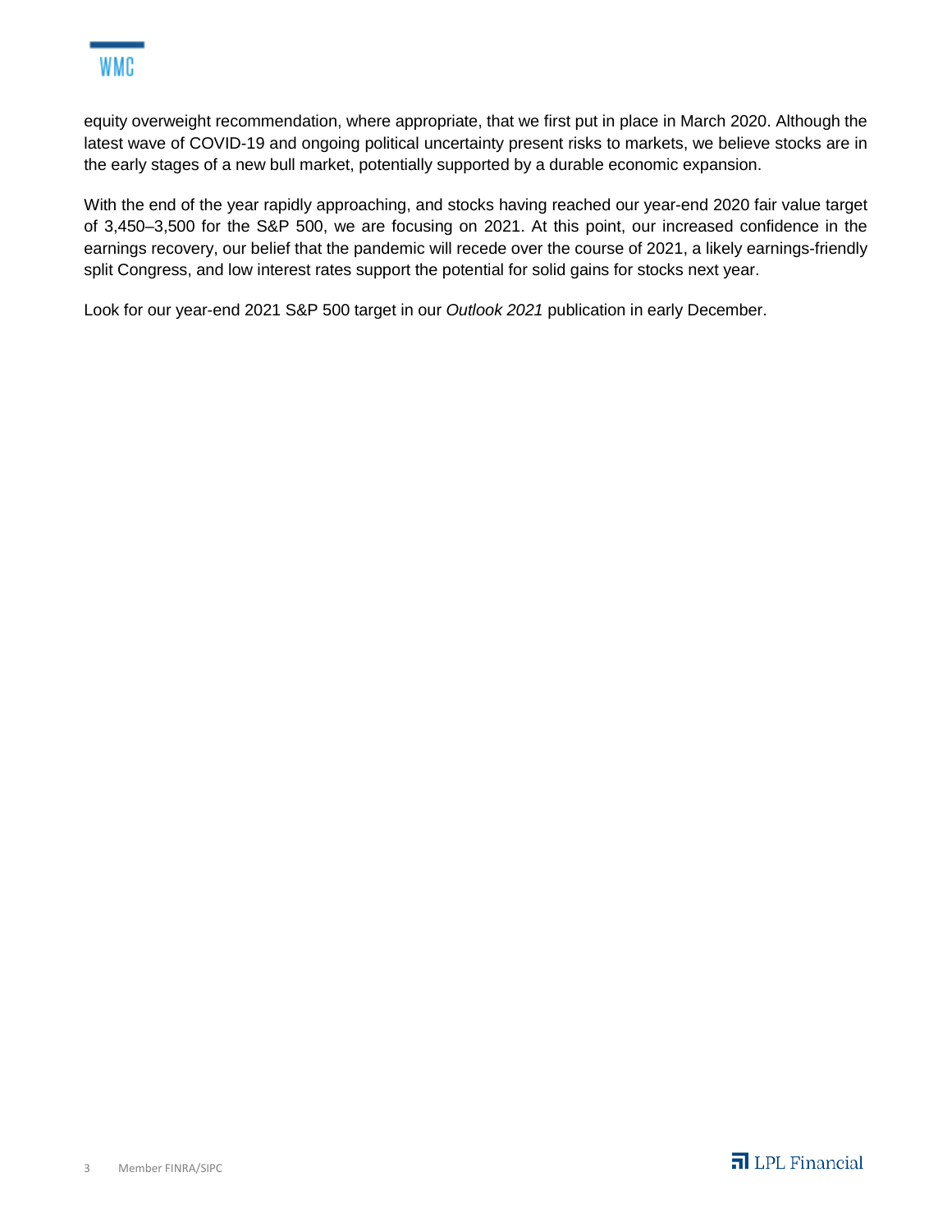equity overweight recommendation, where appropriate, that we first put in place in March 2020. Although the latest wave of COVID-19 and ongoing political uncertainty present risks to markets, we believe stocks are in the early stages of a new bull market, potentially supported by a durable economic expansion.

With the end of the year rapidly approaching, and stocks having reached our year-end 2020 fair value target of 3,450–3,500 for the S&P 500, we are focusing on 2021. At this point, our increased confidence in the earnings recovery, our belief that the pandemic will recede over the course of 2021, a likely earnings-friendly split Congress, and low interest rates support the potential for solid gains for stocks next year.

Look for our year-end 2021 S&P 500 target in our *Outlook 2021* publication in early December.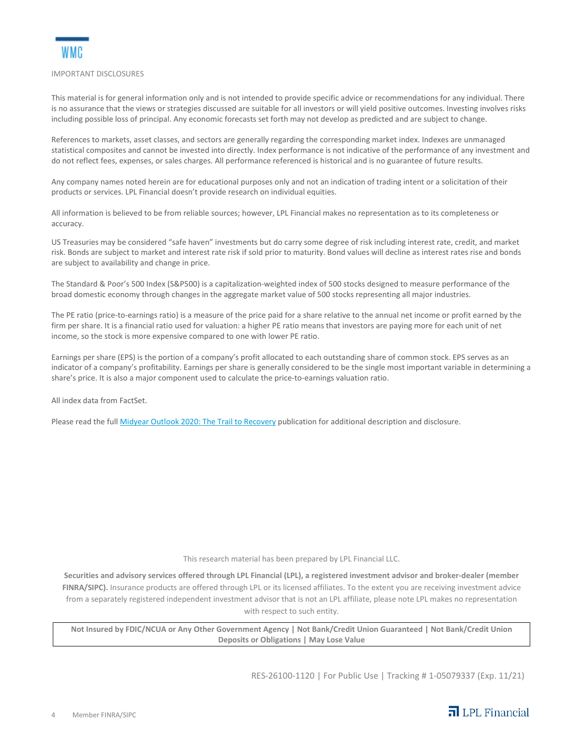IMPORTANT DISCLOSURES

This material is for general information only and is not intended to provide specific advice or recommendations for any individual. There is no assurance that the views or strategies discussed are suitable for all investors or will yield positive outcomes. Investing involves risks including possible loss of principal. Any economic forecasts set forth may not develop as predicted and are subject to change.

References to markets, asset classes, and sectors are generally regarding the corresponding market index. Indexes are unmanaged statistical composites and cannot be invested into directly. Index performance is not indicative of the performance of any investment and do not reflect fees, expenses, or sales charges. All performance referenced is historical and is no guarantee of future results.

Any company names noted herein are for educational purposes only and not an indication of trading intent or a solicitation of their products or services. LPL Financial doesn't provide research on individual equities.

All information is believed to be from reliable sources; however, LPL Financial makes no representation as to its completeness or accuracy.

US Treasuries may be considered "safe haven" investments but do carry some degree of risk including interest rate, credit, and market risk. Bonds are subject to market and interest rate risk if sold prior to maturity. Bond values will decline as interest rates rise and bonds are subject to availability and change in price.

The Standard & Poor's 500 Index (S&P500) is a capitalization-weighted index of 500 stocks designed to measure performance of the broad domestic economy through changes in the aggregate market value of 500 stocks representing all major industries.

The PE ratio (price-to-earnings ratio) is a measure of the price paid for a share relative to the annual net income or profit earned by the firm per share. It is a financial ratio used for valuation: a higher PE ratio means that investors are paying more for each unit of net income, so the stock is more expensive compared to one with lower PE ratio.

Earnings per share (EPS) is the portion of a company's profit allocated to each outstanding share of common stock. EPS serves as an indicator of a company's profitability. Earnings per share is generally considered to be the single most important variable in determining a share's price. It is also a major component used to calculate the price-to-earnings valuation ratio.

All index data from FactSet.

Please read the full [Midyear Outlook 2020: The Trail to Recovery] publication for additional description and disclosure.

This research material has been prepared by LPL Financial LLC.

**Securities and advisory services offered through LPL Financial (LPL), a registered investment advisor and broker-dealer (member FINRA/SIPC).** Insurance products are offered through LPL or its licensed affiliates. To the extent you are receiving investment advice from a separately registered independent investment advisor that is not an LPL affiliate, please note LPL makes no representation with respect to such entity.

**Not Insured by FDIC/NCUA or Any Other Government Agency | Not Bank/Credit Union Guaranteed | Not Bank/Credit Union Deposits or Obligations | May Lose Value**

RES-26100-1120 | For Public Use | Tracking # 1-05079337 (Exp. 11/21)

Member FINRA/SIPC